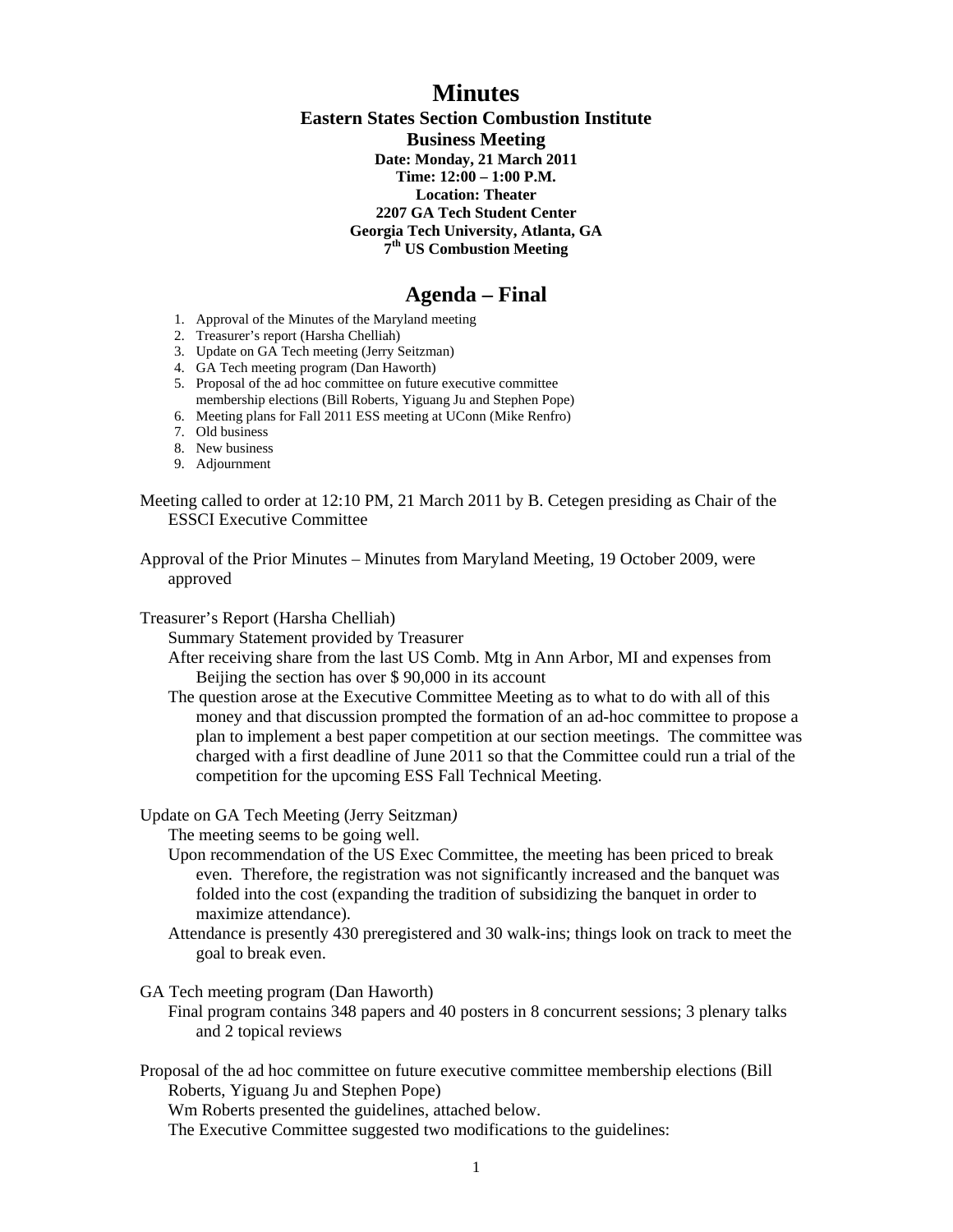# Minutes

**Eastern States Section Combustion Institute**

**Business Meeting**

**Date: Monday, 21 March 2011**

**Time: 12:00 – 1:00 P.M.**

**Location: Theater**

**2207 GA Tech Student Center**

**Georgia Tech University, Atlanta, GA**

**7th US Combustion Meeting**

## Agenda – Final

1. Approval of the Minutes of the Maryland meeting
2. Treasurer's report (Harsha Chelliah)
3. Update on GA Tech meeting (Jerry Seitzman)
4. GA Tech meeting program (Dan Haworth)
5. Proposal of the ad hoc committee on future executive committee membership elections (Bill Roberts, Yiguang Ju and Stephen Pope)
6. Meeting plans for Fall 2011 ESS meeting at UConn (Mike Renfro)
7. Old business
8. New business
9. Adjournment

Meeting called to order at 12:10 PM, 21 March 2011 by B. Cetegen presiding as Chair of the ESSCI Executive Committee

Approval of the Prior Minutes – Minutes from Maryland Meeting, 19 October 2009, were approved

Treasurer's Report (Harsha Chelliah)

- Summary Statement provided by Treasurer
- After receiving share from the last US Comb. Mtg in Ann Arbor, MI and expenses from Beijing the section has over $ 90,000 in its account
- The question arose at the Executive Committee Meeting as to what to do with all of this money and that discussion prompted the formation of an ad-hoc committee to propose a plan to implement a best paper competition at our section meetings. The committee was charged with a first deadline of June 2011 so that the Committee could run a trial of the competition for the upcoming ESS Fall Technical Meeting.

Update on GA Tech Meeting (Jerry Seitzman*)*

- The meeting seems to be going well.
- Upon recommendation of the US Exec Committee, the meeting has been priced to break even. Therefore, the registration was not significantly increased and the banquet was folded into the cost (expanding the tradition of subsidizing the banquet in order to maximize attendance).
- Attendance is presently 430 preregistered and 30 walk-ins; things look on track to meet the goal to break even.

GA Tech meeting program (Dan Haworth)

- Final program contains 348 papers and 40 posters in 8 concurrent sessions; 3 plenary talks and 2 topical reviews

Proposal of the ad hoc committee on future executive committee membership elections (Bill Roberts, Yiguang Ju and Stephen Pope)

- Wm Roberts presented the guidelines, attached below.
- The Executive Committee suggested two modifications to the guidelines: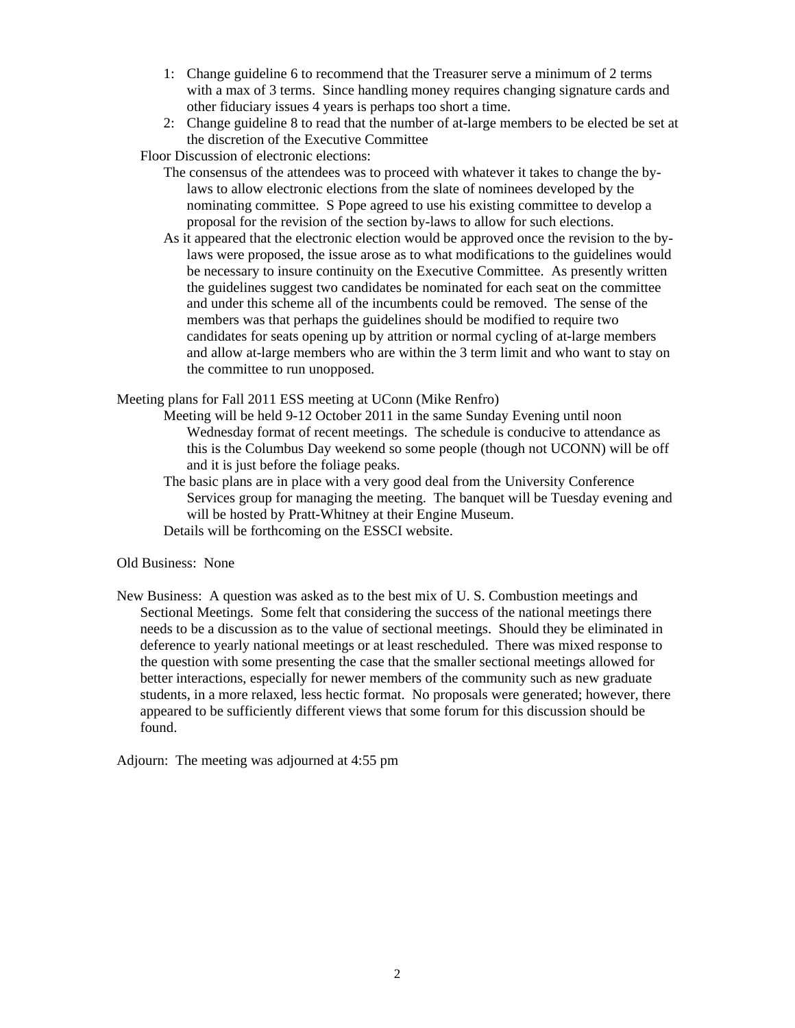1: Change guideline 6 to recommend that the Treasurer serve a minimum of 2 terms with a max of 3 terms. Since handling money requires changing signature cards and other fiduciary issues 4 years is perhaps too short a time.

2: Change guideline 8 to read that the number of at-large members to be elected be set at the discretion of the Executive Committee

Floor Discussion of electronic elections:

The consensus of the attendees was to proceed with whatever it takes to change the by-laws to allow electronic elections from the slate of nominees developed by the nominating committee. S Pope agreed to use his existing committee to develop a proposal for the revision of the section by-laws to allow for such elections.

As it appeared that the electronic election would be approved once the revision to the by-laws were proposed, the issue arose as to what modifications to the guidelines would be necessary to insure continuity on the Executive Committee. As presently written the guidelines suggest two candidates be nominated for each seat on the committee and under this scheme all of the incumbents could be removed. The sense of the members was that perhaps the guidelines should be modified to require two candidates for seats opening up by attrition or normal cycling of at-large members and allow at-large members who are within the 3 term limit and who want to stay on the committee to run unopposed.

Meeting plans for Fall 2011 ESS meeting at UConn (Mike Renfro)

Meeting will be held 9-12 October 2011 in the same Sunday Evening until noon Wednesday format of recent meetings. The schedule is conducive to attendance as this is the Columbus Day weekend so some people (though not UCONN) will be off and it is just before the foliage peaks.

The basic plans are in place with a very good deal from the University Conference Services group for managing the meeting. The banquet will be Tuesday evening and will be hosted by Pratt-Whitney at their Engine Museum.

Details will be forthcoming on the ESSCI website.

Old Business: None

New Business: A question was asked as to the best mix of U. S. Combustion meetings and Sectional Meetings. Some felt that considering the success of the national meetings there needs to be a discussion as to the value of sectional meetings. Should they be eliminated in deference to yearly national meetings or at least rescheduled. There was mixed response to the question with some presenting the case that the smaller sectional meetings allowed for better interactions, especially for newer members of the community such as new graduate students, in a more relaxed, less hectic format. No proposals were generated; however, there appeared to be sufficiently different views that some forum for this discussion should be found.

Adjourn: The meeting was adjourned at 4:55 pm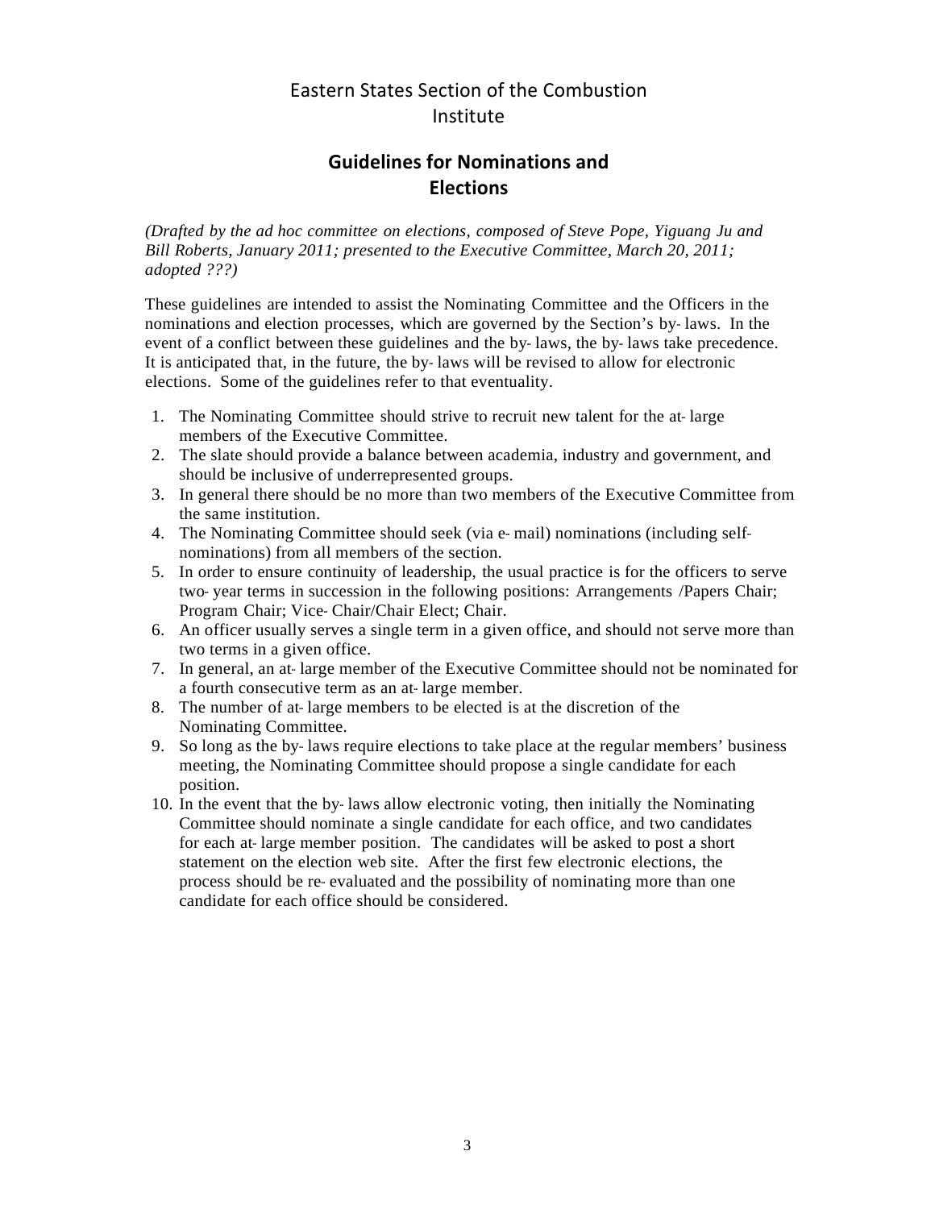# Eastern States Section of the Combustion Institute

## Guidelines for Nominations and Elections

*(Drafted by the ad hoc committee on elections, composed of Steve Pope, Yiguang Ju and Bill Roberts, January 2011; presented to the Executive Committee, March 20, 2011; adopted ???)*

These guidelines are intended to assist the Nominating Committee and the Officers in the nominations and election processes, which are governed by the Section's by-laws. In the event of a conflict between these guidelines and the by-laws, the by-laws take precedence. It is anticipated that, in the future, the by-laws will be revised to allow for electronic elections. Some of the guidelines refer to that eventuality.

1. The Nominating Committee should strive to recruit new talent for the at-large members of the Executive Committee.
2. The slate should provide a balance between academia, industry and government, and should be inclusive of underrepresented groups.
3. In general there should be no more than two members of the Executive Committee from the same institution.
4. The Nominating Committee should seek (via e-mail) nominations (including self-nominations) from all members of the section.
5. In order to ensure continuity of leadership, the usual practice is for the officers to serve two-year terms in succession in the following positions: Arrangements /Papers Chair; Program Chair; Vice-Chair/Chair Elect; Chair.
6. An officer usually serves a single term in a given office, and should not serve more than two terms in a given office.
7. In general, an at-large member of the Executive Committee should not be nominated for a fourth consecutive term as an at-large member.
8. The number of at-large members to be elected is at the discretion of the Nominating Committee.
9. So long as the by-laws require elections to take place at the regular members' business meeting, the Nominating Committee should propose a single candidate for each position.
10. In the event that the by-laws allow electronic voting, then initially the Nominating Committee should nominate a single candidate for each office, and two candidates for each at-large member position. The candidates will be asked to post a short statement on the election web site. After the first few electronic elections, the process should be re-evaluated and the possibility of nominating more than one candidate for each office should be considered.